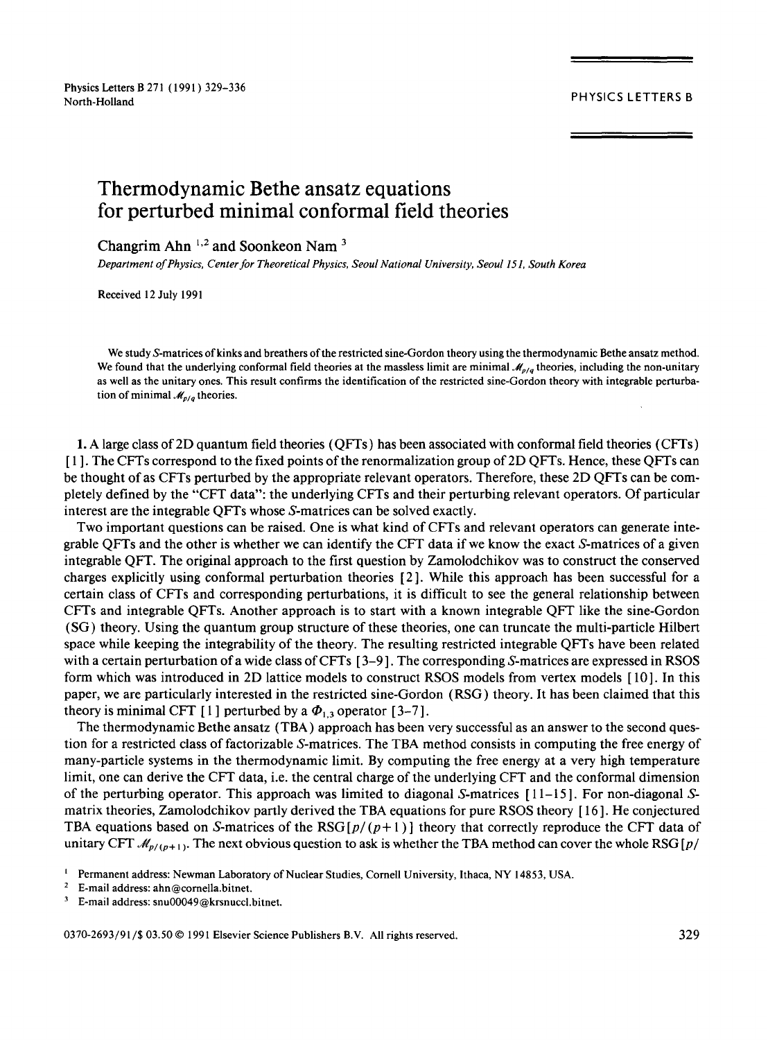# Thermodynamic Bethe ansatz equations for perturbed minimal conformal field theories

Changrim Ahn [1,2] and Soonkeon Nam [3]

*Department of Physics, Center for Theoretical Physics, Seoul National University, Seoul 151, South Korea*

Received 12 July 1991

We study S-matrices of kinks and breathers of the restricted sine-Gordon theory using the thermodynamic Bethe ansatz method. We found that the underlying conformal field theories at the massless limit are minimal $\mathcal{M}_{p/q}$ theories, including the non-unitary as well as the unitary ones. This result confirms the identification of the restricted sine-Gordon theory with integrable perturbation of minimal $\mathcal{M}_{p/q}$ theories.

**1.** A large class of 2D quantum field theories (QFTs) has been associated with conformal field theories (CFTs) [1]. The CFTs correspond to the fixed points of the renormalization group of 2D QFTs. Hence, these QFTs can be thought of as CFTs perturbed by the appropriate relevant operators. Therefore, these 2D QFTs can be completely defined by the "CFT data": the underlying CFTs and their perturbing relevant operators. Of particular interest are the integrable QFTs whose S-matrices can be solved exactly.

Two important questions can be raised. One is what kind of CFTs and relevant operators can generate integrable QFTs and the other is whether we can identify the CFT data if we know the exact S-matrices of a given integrable QFT. The original approach to the first question by Zamolodchikov was to construct the conserved charges explicitly using conformal perturbation theories [2]. While this approach has been successful for a certain class of CFTs and corresponding perturbations, it is difficult to see the general relationship between CFTs and integrable QFTs. Another approach is to start with a known integrable QFT like the sine-Gordon (SG) theory. Using the quantum group structure of these theories, one can truncate the multi-particle Hilbert space while keeping the integrability of the theory. The resulting restricted integrable QFTs have been related with a certain perturbation of a wide class of CFTs [3–9]. The corresponding S-matrices are expressed in RSOS form which was introduced in 2D lattice models to construct RSOS models from vertex models [10]. In this paper, we are particularly interested in the restricted sine-Gordon (RSG) theory. It has been claimed that this theory is minimal CFT [1] perturbed by a $\Phi_{1,3}$ operator [3–7].

The thermodynamic Bethe ansatz (TBA) approach has been very successful as an answer to the second question for a restricted class of factorizable S-matrices. The TBA method consists in computing the free energy of many-particle systems in the thermodynamic limit. By computing the free energy at a very high temperature limit, one can derive the CFT data, i.e. the central charge of the underlying CFT and the conformal dimension of the perturbing operator. This approach was limited to diagonal S-matrices [11–15]. For non-diagonal S-matrix theories, Zamolodchikov partly derived the TBA equations for pure RSOS theory [16]. He conjectured TBA equations based on S-matrices of the RSG$[p/(p+1)]$ theory that correctly reproduce the CFT data of unitary CFT $\mathcal{M}_{p/(p+1)}$. The next obvious question to ask is whether the TBA method can cover the whole RSG$[p/$

[1] Permanent address: Newman Laboratory of Nuclear Studies, Cornell University, Ithaca, NY 14853, USA.

[2] E-mail address: ahn@cornella.bitnet.

[3] E-mail address: snu00049@krsnuccl.bitnet.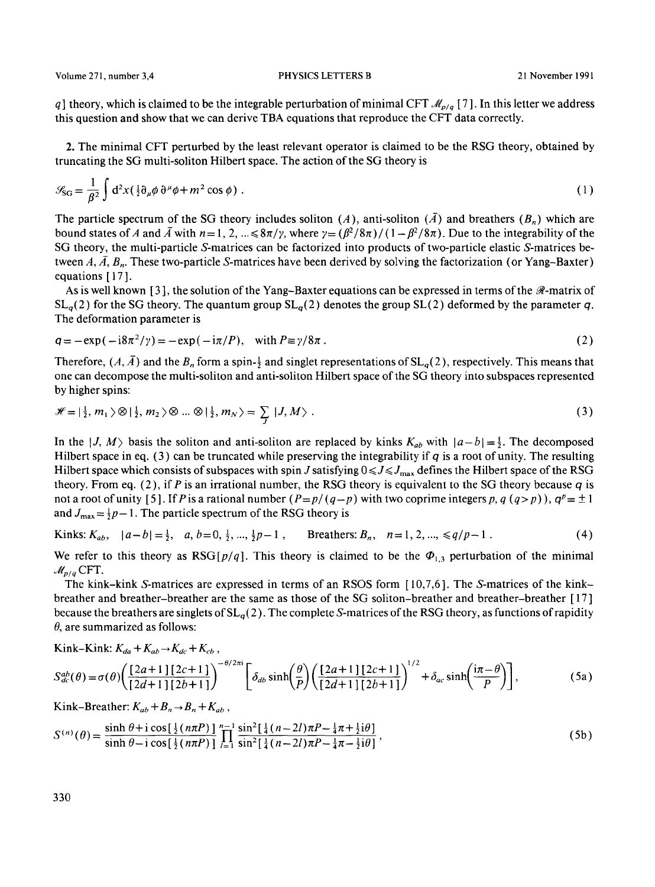$q$] theory, which is claimed to be the integrable perturbation of minimal CFT $\mathcal{M}_{p/q}$ [7]. In this letter we address this question and show that we can derive TBA equations that reproduce the CFT data correctly.

**2.** The minimal CFT perturbed by the least relevant operator is claimed to be the RSG theory, obtained by truncating the SG multi-soliton Hilbert space. The action of the SG theory is

$$\mathcal{S}_{\mathrm{SG}} = \frac{1}{\beta^2}\int d^2x\left(\tfrac{1}{2}\partial_\mu\phi\,\partial^\mu\phi + m^2\cos\phi\right). \tag{1}$$

The particle spectrum of the SG theory includes soliton ($A$), anti-soliton ($\bar{A}$) and breathers ($B_n$) which are bound states of $A$ and $\bar{A}$ with $n=1, 2, \ldots \leqslant 8\pi/\gamma$, where $\gamma = (\beta^2/8\pi)/(1-\beta^2/8\pi)$. Due to the integrability of the SG theory, the multi-particle $S$-matrices can be factorized into products of two-particle elastic $S$-matrices between $A$, $\bar{A}$, $B_n$. These two-particle $S$-matrices have been derived by solving the factorization (or Yang–Baxter) equations [17].

As is well known [3], the solution of the Yang–Baxter equations can be expressed in terms of the $\mathcal{R}$-matrix of $\mathrm{SL}_q(2)$ for the SG theory. The quantum group $\mathrm{SL}_q(2)$ denotes the group SL(2) deformed by the parameter $q$. The deformation parameter is

$$q = -\exp(-\mathrm{i}8\pi^2/\gamma) = -\exp(-\mathrm{i}\pi/P), \quad \text{with } P \equiv \gamma/8\pi. \tag{2}$$

Therefore, ($A$, $\bar{A}$) and the $B_n$ form a spin-$\frac{1}{2}$ and singlet representations of $\mathrm{SL}_q(2)$, respectively. This means that one can decompose the multi-soliton and anti-soliton Hilbert space of the SG theory into subspaces represented by higher spins:

$$\mathcal{H} = |\tfrac{1}{2}, m_1\rangle \otimes |\tfrac{1}{2}, m_2\rangle \otimes \ldots \otimes |\tfrac{1}{2}, m_N\rangle = \sum_J |J, M\rangle. \tag{3}$$

In the $|J, M\rangle$ basis the soliton and anti-soliton are replaced by kinks $K_{ab}$ with $|a-b| = \frac{1}{2}$. The decomposed Hilbert space in eq. (3) can be truncated while preserving the integrability if $q$ is a root of unity. The resulting Hilbert space which consists of subspaces with spin $J$ satisfying $0 \leqslant J \leqslant J_{\max}$ defines the Hilbert space of the RSG theory. From eq. (2), if $P$ is an irrational number, the RSG theory is equivalent to the SG theory because $q$ is not a root of unity [5]. If $P$ is a rational number ($P = p/(q-p)$ with two coprime integers $p$, $q$ ($q > p$)), $q^p = \pm 1$ and $J_{\max} = \frac{1}{2}p - 1$. The particle spectrum of the RSG theory is

$$\text{Kinks: } K_{ab}, \quad |a-b| = \tfrac{1}{2}, \quad a, b = 0, \tfrac{1}{2}, \ldots, \tfrac{1}{2}p - 1, \qquad \text{Breathers: } B_n, \quad n = 1, 2, \ldots, \leqslant q/p - 1. \tag{4}$$

We refer to this theory as RSG[$p/q$]. This theory is claimed to be the $\Phi_{1,3}$ perturbation of the minimal $\mathcal{M}_{p/q}$ CFT.

The kink–kink $S$-matrices are expressed in terms of an RSOS form [10,7,6]. The $S$-matrices of the kink–breather and breather–breather are the same as those of the SG soliton–breather and breather–breather [17] because the breathers are singlets of $\mathrm{SL}_q(2)$. The complete $S$-matrices of the RSG theory, as functions of rapidity $\theta$, are summarized as follows:

Kink–Kink: $K_{da} + K_{ab} \to K_{dc} + K_{cb}$,

$$S^{ab}_{dc}(\theta) = \sigma(\theta)\left(\frac{[2a+1][2c+1]}{[2d+1][2b+1]}\right)^{-\theta/2\pi\mathrm{i}}\left[\delta_{db}\sinh\!\left(\frac{\theta}{P}\right)\left(\frac{[2a+1][2c+1]}{[2d+1][2b+1]}\right)^{1/2} + \delta_{ac}\sinh\!\left(\frac{\mathrm{i}\pi-\theta}{P}\right)\right], \tag{5a}$$

Kink–Breather: $K_{ab} + B_n \to B_n + K_{ab}$,

$$S^{(n)}(\theta) = \frac{\sinh\theta + \mathrm{i}\cos[\frac{1}{2}(n\pi P)]}{\sinh\theta - \mathrm{i}\cos[\frac{1}{2}(n\pi P)]}\prod_{l=1}^{n-1}\frac{\sin^2[\frac{1}{4}(n-2l)\pi P - \frac{1}{4}\pi + \frac{1}{2}\mathrm{i}\theta]}{\sin^2[\frac{1}{4}(n-2l)\pi P - \frac{1}{4}\pi - \frac{1}{2}\mathrm{i}\theta]}, \tag{5b}$$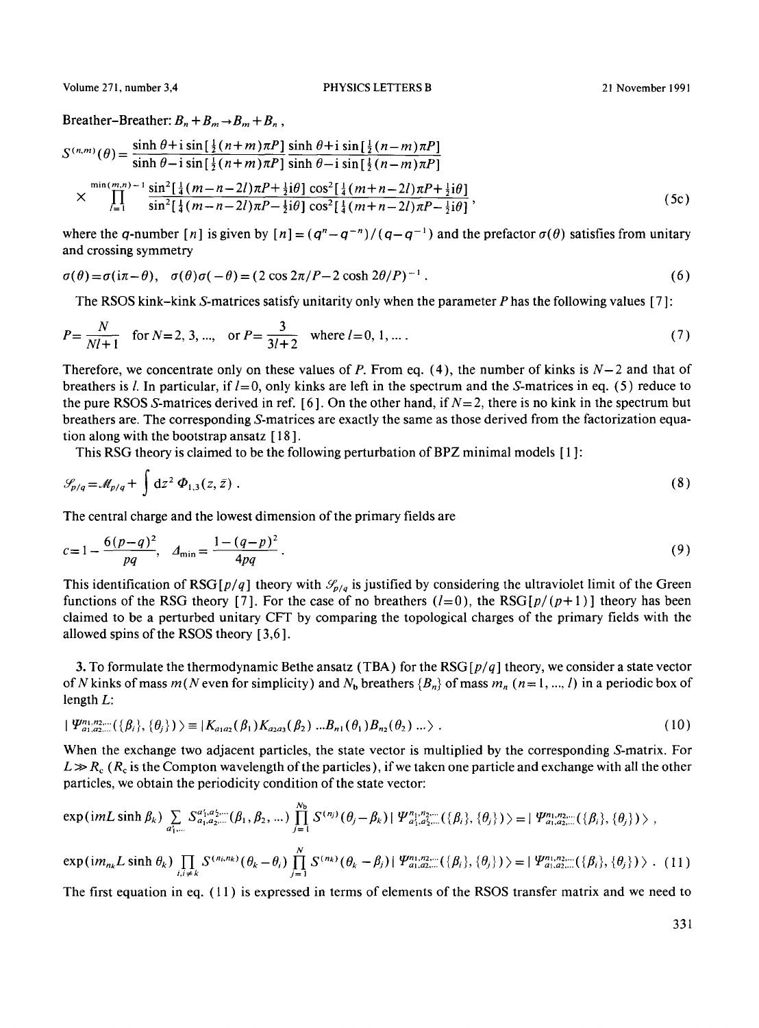Breather-Breather: $B_n + B_m \to B_m + B_n$ ,

$$S^{(n,m)}(\theta) = \frac{\sinh\theta + \mathrm{i}\sin[\frac{1}{2}(n+m)\pi P]}{\sinh\theta - \mathrm{i}\sin[\frac{1}{2}(n+m)\pi P]} \frac{\sinh\theta + \mathrm{i}\sin[\frac{1}{2}(n-m)\pi P]}{\sinh\theta - \mathrm{i}\sin[\frac{1}{2}(n-m)\pi P]}$$

$$\times \prod_{l=1}^{\min(m,n)-1} \frac{\sin^2[\frac{1}{4}(m-n-2l)\pi P + \frac{1}{2}\mathrm{i}\theta]\cos^2[\frac{1}{4}(m+n-2l)\pi P + \frac{1}{2}\mathrm{i}\theta]}{\sin^2[\frac{1}{4}(m-n-2l)\pi P - \frac{1}{2}\mathrm{i}\theta]\cos^2[\frac{1}{4}(m+n-2l)\pi P - \frac{1}{2}\mathrm{i}\theta]}, \tag{5c}$$

where the $q$-number $[n]$ is given by $[n] = (q^n - q^{-n})/(q - q^{-1})$ and the prefactor $\sigma(\theta)$ satisfies from unitary and crossing symmetry

$$\sigma(\theta) = \sigma(\mathrm{i}\pi - \theta), \quad \sigma(\theta)\sigma(-\theta) = (2\cos 2\pi/P - 2\cosh 2\theta/P)^{-1}. \tag{6}$$

The RSOS kink-kink $S$-matrices satisfy unitarity only when the parameter $P$ has the following values [7]:

$$P = \frac{N}{Nl+1} \quad \text{for } N = 2, 3, \ldots, \quad \text{or } P = \frac{3}{3l+2} \quad \text{where } l = 0, 1, \ldots. \tag{7}$$

Therefore, we concentrate only on these values of $P$. From eq. (4), the number of kinks is $N-2$ and that of breathers is $l$. In particular, if $l=0$, only kinks are left in the spectrum and the $S$-matrices in eq. (5) reduce to the pure RSOS $S$-matrices derived in ref. [6]. On the other hand, if $N=2$, there is no kink in the spectrum but breathers are. The corresponding $S$-matrices are exactly the same as those derived from the factorization equation along with the bootstrap ansatz [18].

This RSG theory is claimed to be the following perturbation of BPZ minimal models [1]:

$$\mathcal{S}_{p/q} = \mathcal{M}_{p/q} + \int \mathrm{d}z^2\, \Phi_{1,3}(z, \bar{z}). \tag{8}$$

The central charge and the lowest dimension of the primary fields are

$$c = 1 - \frac{6(p-q)^2}{pq}, \quad \Delta_{\min} = \frac{1-(q-p)^2}{4pq}. \tag{9}$$

This identification of RSG$[p/q]$ theory with $\mathcal{S}_{p/q}$ is justified by considering the ultraviolet limit of the Green functions of the RSG theory [7]. For the case of no breathers ($l=0$), the RSG$[p/(p+1)]$ theory has been claimed to be a perturbed unitary CFT by comparing the topological charges of the primary fields with the allowed spins of the RSOS theory [3,6].

3. To formulate the thermodynamic Bethe ansatz (TBA) for the RSG$[p/q]$ theory, we consider a state vector of $N$ kinks of mass $m$ ($N$ even for simplicity) and $N_b$ breathers $\{B_n\}$ of mass $m_n$ ($n = 1, \ldots, l$) in a periodic box of length $L$:

$$|\Psi^{n_1,n_2,\ldots}_{a_1,a_2,\ldots}(\{\beta_i\},\{\theta_j\})\rangle \equiv |K_{a_1a_2}(\beta_1)K_{a_2a_3}(\beta_2)\ldots B_{n_1}(\theta_1)B_{n_2}(\theta_2)\ldots\rangle. \tag{10}$$

When the exchange two adjacent particles, the state vector is multiplied by the corresponding $S$-matrix. For $L \gg R_c$ ($R_c$ is the Compton wavelength of the particles), if we taken one particle and exchange with all the other particles, we obtain the periodicity condition of the state vector:

$$\exp(\mathrm{i}mL\sinh\beta_k) \sum_{a'_1,\ldots} S^{a'_1,a'_2,\ldots}_{a_1,a_2,\ldots}(\beta_1,\beta_2,\ldots) \prod_{j=1}^{N_b} S^{(n_j)}(\theta_j - \beta_k)\,|\Psi^{n_1,n_2,\ldots}_{a'_1,a'_2,\ldots}(\{\beta_i\},\{\theta_j\})\rangle = |\Psi^{n_1,n_2,\ldots}_{a_1,a_2,\ldots}(\{\beta_i\},\{\theta_j\})\rangle,$$

$$\exp(\mathrm{i}m_{n_k}L\sinh\theta_k) \prod_{i,i\neq k} S^{(n_i,n_k)}(\theta_k - \theta_i) \prod_{j=1}^{N} S^{(n_k)}(\theta_k - \beta_j)\,|\Psi^{n_1,n_2,\ldots}_{a_1,a_2,\ldots}(\{\beta_i\},\{\theta_j\})\rangle = |\Psi^{n_1,n_2,\ldots}_{a_1,a_2,\ldots}(\{\beta_i\},\{\theta_j\})\rangle. \tag{11}$$

The first equation in eq. (11) is expressed in terms of elements of the RSOS transfer matrix and we need to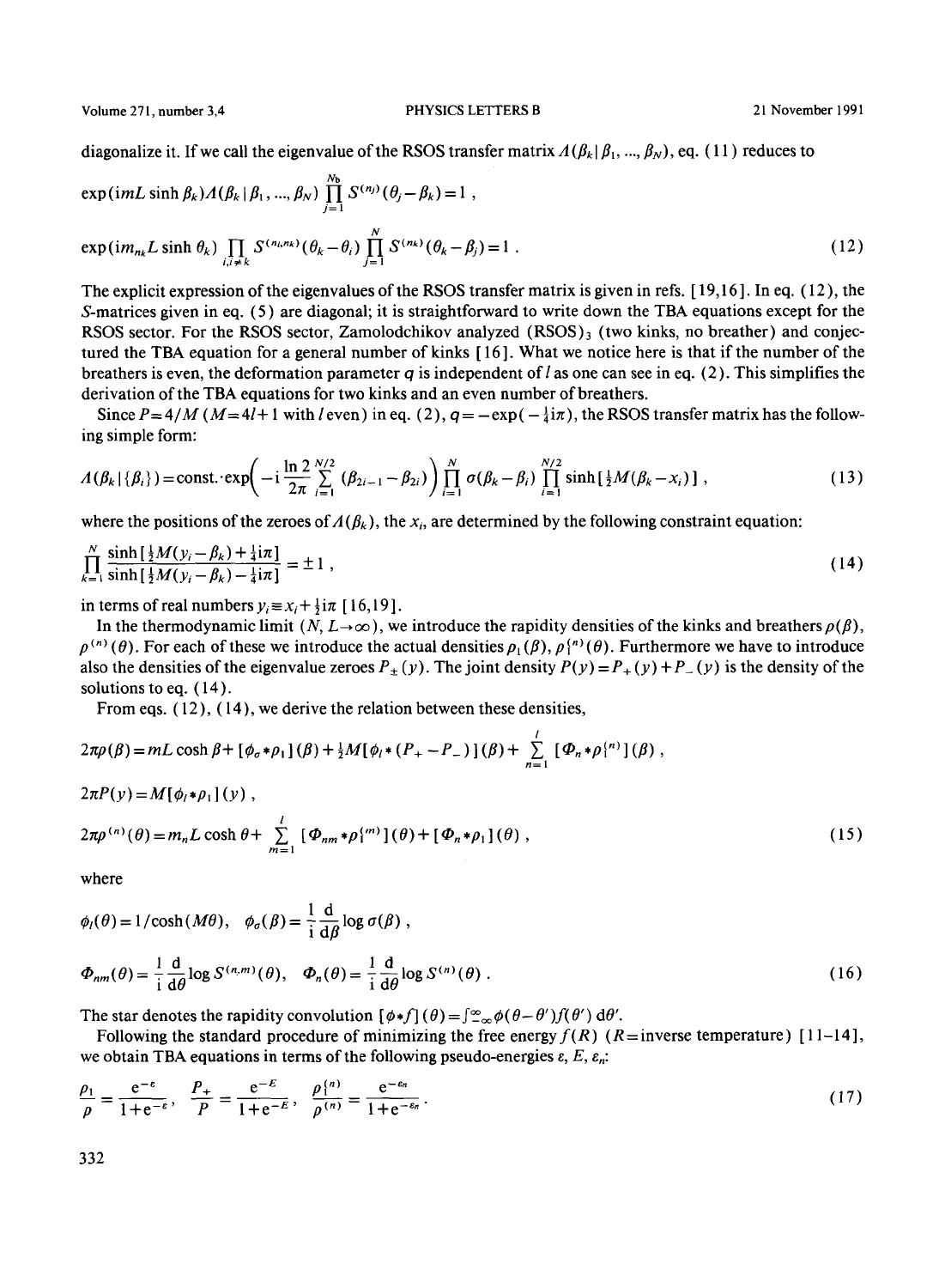diagonalize it. If we call the eigenvalue of the RSOS transfer matrix $\Lambda(\beta_k|\beta_1, ..., \beta_N)$, eq. (11) reduces to

$$
\exp(imL\sinh\beta_k)\Lambda(\beta_k|\beta_1,...,\beta_N)\prod_{j=1}^{N_b}S^{(n_j)}(\theta_j-\beta_k)=1\ ,
$$

$$
\exp(im_{n_k}L\sinh\theta_k)\prod_{i,i\neq k}S^{(n_i,n_k)}(\theta_k-\theta_i)\prod_{j=1}^{N}S^{(n_k)}(\theta_k-\beta_j)=1\ . \tag{12}
$$

The explicit expression of the eigenvalues of the RSOS transfer matrix is given in refs. [19,16]. In eq. (12), the $S$-matrices given in eq. (5) are diagonal; it is straightforward to write down the TBA equations except for the RSOS sector. For the RSOS sector, Zamolodchikov analyzed $(\mathrm{RSOS})_3$ (two kinks, no breather) and conjectured the TBA equation for a general number of kinks [16]. What we notice here is that if the number of the breathers is even, the deformation parameter $q$ is independent of $l$ as one can see in eq. (2). This simplifies the derivation of the TBA equations for two kinks and an even number of breathers.

Since $P=4/M$ ($M=4l+1$ with $l$ even) in eq. (2), $q=-\exp(-\frac{1}{4}i\pi)$, the RSOS transfer matrix has the following simple form:

$$
\Lambda(\beta_k|\{\beta_i\})=\text{const.}\cdot\exp\left(-i\frac{\ln 2}{2\pi}\sum_{i=1}^{N/2}(\beta_{2i-1}-\beta_{2i})\right)\prod_{i=1}^{N}\sigma(\beta_k-\beta_i)\prod_{i=1}^{N/2}\sinh[\tfrac{1}{2}M(\beta_k-x_i)]\ , \tag{13}
$$

where the positions of the zeroes of $\Lambda(\beta_k)$, the $x_i$, are determined by the following constraint equation:

$$
\prod_{k=1}^{N}\frac{\sinh[\frac{1}{2}M(y_i-\beta_k)+\frac{1}{4}i\pi]}{\sinh[\frac{1}{2}M(y_i-\beta_k)-\frac{1}{4}i\pi]}=\pm 1\ , \tag{14}
$$

in terms of real numbers $y_i\equiv x_i+\frac{1}{2}i\pi$ [16,19].

In the thermodynamic limit ($N, L\to\infty$), we introduce the rapidity densities of the kinks and breathers $\rho(\beta)$, $\rho^{(n)}(\theta)$. For each of these we introduce the actual densities $\rho_1(\beta)$, $\rho_1^{(n)}(\theta)$. Furthermore we have to introduce also the densities of the eigenvalue zeroes $P_\pm(y)$. The joint density $P(y)=P_+(y)+P_-(y)$ is the density of the solutions to eq. (14).

From eqs. (12), (14), we derive the relation between these densities,

$$
2\pi\rho(\beta)=mL\cosh\beta+[\phi_\sigma*\rho_1](\beta)+\tfrac{1}{2}M[\phi_l*(P_+-P_-)](\beta)+\sum_{n=1}^{l}[\Phi_n*\rho_1^{(n)}](\beta)\ ,
$$

$$
2\pi P(y)=M[\phi_l*\rho_1](y)\ ,
$$

$$
2\pi\rho^{(n)}(\theta)=m_nL\cosh\theta+\sum_{m=1}^{l}[\Phi_{nm}*\rho_1^{(m)}](\theta)+[\Phi_n*\rho_1](\theta)\ , \tag{15}
$$

where

$$
\phi_l(\theta)=1/\cosh(M\theta),\quad \phi_\sigma(\beta)=\frac{1}{i}\frac{d}{d\beta}\log\sigma(\beta)\ ,
$$

$$
\Phi_{nm}(\theta)=\frac{1}{i}\frac{d}{d\theta}\log S^{(n,m)}(\theta),\quad \Phi_n(\theta)=\frac{1}{i}\frac{d}{d\theta}\log S^{(n)}(\theta)\ . \tag{16}
$$

The star denotes the rapidity convolution $[\phi*f](\theta)=\int_{-\infty}^{\infty}\phi(\theta-\theta')f(\theta')\,d\theta'$.

Following the standard procedure of minimizing the free energy $f(R)$ ($R$=inverse temperature) [11–14], we obtain TBA equations in terms of the following pseudo-energies $\varepsilon$, $E$, $\varepsilon_n$:

$$
\frac{\rho_1}{\rho}=\frac{e^{-\varepsilon}}{1+e^{-\varepsilon}},\quad \frac{P_+}{P}=\frac{e^{-E}}{1+e^{-E}},\quad \frac{\rho_1^{(n)}}{\rho^{(n)}}=\frac{e^{-\varepsilon_n}}{1+e^{-\varepsilon_n}}\ . \tag{17}
$$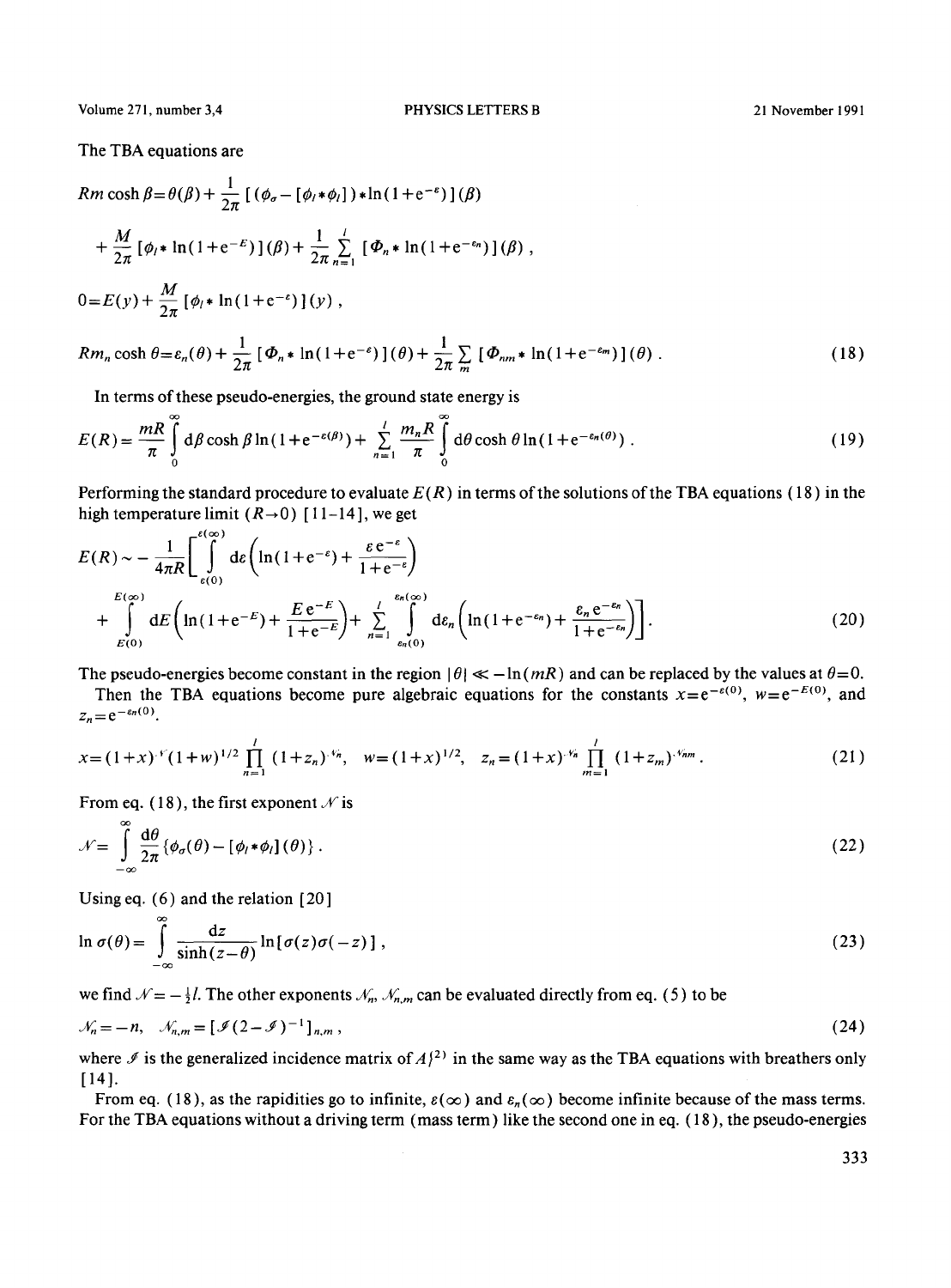The TBA equations are

$$Rm\cosh\beta=\varepsilon(\beta)+\frac{1}{2\pi}\left[(\phi_\sigma-[\phi_l*\phi_l])*\ln(1+\mathrm{e}^{-\varepsilon})\right](\beta)$$

$$+\frac{M}{2\pi}\left[\phi_l*\ln(1+\mathrm{e}^{-E})\right](\beta)+\frac{1}{2\pi}\sum_{n=1}^{l}\left[\Phi_n*\ln(1+\mathrm{e}^{-\varepsilon_n})\right](\beta)\,,$$

$$0=E(y)+\frac{M}{2\pi}\left[\phi_l*\ln(1+\mathrm{e}^{-\varepsilon})\right](y)\,,$$

$$Rm_n\cosh\theta=\varepsilon_n(\theta)+\frac{1}{2\pi}\left[\Phi_n*\ln(1+\mathrm{e}^{-\varepsilon})\right](\theta)+\frac{1}{2\pi}\sum_m\left[\Phi_{nm}*\ln(1+\mathrm{e}^{-\varepsilon_m})\right](\theta)\,. \tag{18}$$

In terms of these pseudo-energies, the ground state energy is

$$E(R)=\frac{mR}{\pi}\int_0^\infty \mathrm{d}\beta\cosh\beta\ln(1+\mathrm{e}^{-\varepsilon(\beta)})+\sum_{n=1}^{l}\frac{m_nR}{\pi}\int_0^\infty \mathrm{d}\theta\cosh\theta\ln(1+\mathrm{e}^{-\varepsilon_n(\theta)})\,. \tag{19}$$

Performing the standard procedure to evaluate $E(R)$ in terms of the solutions of the TBA equations (18) in the high temperature limit ($R\to 0$) [11–14], we get

$$E(R)\sim-\frac{1}{4\pi R}\left[\int_{\varepsilon(0)}^{\varepsilon(\infty)}\mathrm{d}\varepsilon\left(\ln(1+\mathrm{e}^{-\varepsilon})+\frac{\varepsilon\,\mathrm{e}^{-\varepsilon}}{1+\mathrm{e}^{-\varepsilon}}\right)\right.$$

$$\left.+\int_{E(0)}^{E(\infty)}\mathrm{d}E\left(\ln(1+\mathrm{e}^{-E})+\frac{E\,\mathrm{e}^{-E}}{1+\mathrm{e}^{-E}}\right)+\sum_{n=1}^{l}\int_{\varepsilon_n(0)}^{\varepsilon_n(\infty)}\mathrm{d}\varepsilon_n\left(\ln(1+\mathrm{e}^{-\varepsilon_n})+\frac{\varepsilon_n\,\mathrm{e}^{-\varepsilon_n}}{1+\mathrm{e}^{-\varepsilon_n}}\right)\right]. \tag{20}$$

The pseudo-energies become constant in the region $|\theta|\ll-\ln(mR)$ and can be replaced by the values at $\theta=0$.

Then the TBA equations become pure algebraic equations for the constants $x=\mathrm{e}^{-\varepsilon(0)}$, $w=\mathrm{e}^{-E(0)}$, and $z_n=\mathrm{e}^{-\varepsilon_n(0)}$.

$$x=(1+x)^{\mathcal{N}}(1+w)^{1/2}\prod_{n=1}^{l}(1+z_n)^{\mathcal{N}_n}\,,\quad w=(1+x)^{1/2}\,,\quad z_n=(1+x)^{\mathcal{N}_n}\prod_{m=1}^{l}(1+z_m)^{\mathcal{N}_{nm}}\,. \tag{21}$$

From eq. (18), the first exponent $\mathcal{N}$ is

$$\mathcal{N}=\int_{-\infty}^{\infty}\frac{\mathrm{d}\theta}{2\pi}\{\phi_\sigma(\theta)-[\phi_l*\phi_l](\theta)\}\,. \tag{22}$$

Using eq. (6) and the relation [20]

$$\ln\sigma(\theta)=\int_{-\infty}^{\infty}\frac{\mathrm{d}z}{\sinh(z-\theta)}\ln[\sigma(z)\sigma(-z)]\,, \tag{23}$$

we find $\mathcal{N}=-\frac{1}{2}l$. The other exponents $\mathcal{N}_n$, $\mathcal{N}_{n,m}$ can be evaluated directly from eq. (5) to be

$$\mathcal{N}_n=-n\,,\quad \mathcal{N}_{n,m}=[\mathcal{I}(2-\mathcal{I})^{-1}]_{n,m}\,, \tag{24}$$

where $\mathcal{I}$ is the generalized incidence matrix of $A_l^{(2)}$ in the same way as the TBA equations with breathers only [14].

From eq. (18), as the rapidities go to infinite, $\varepsilon(\infty)$ and $\varepsilon_n(\infty)$ become infinite because of the mass terms. For the TBA equations without a driving term (mass term) like the second one in eq. (18), the pseudo-energies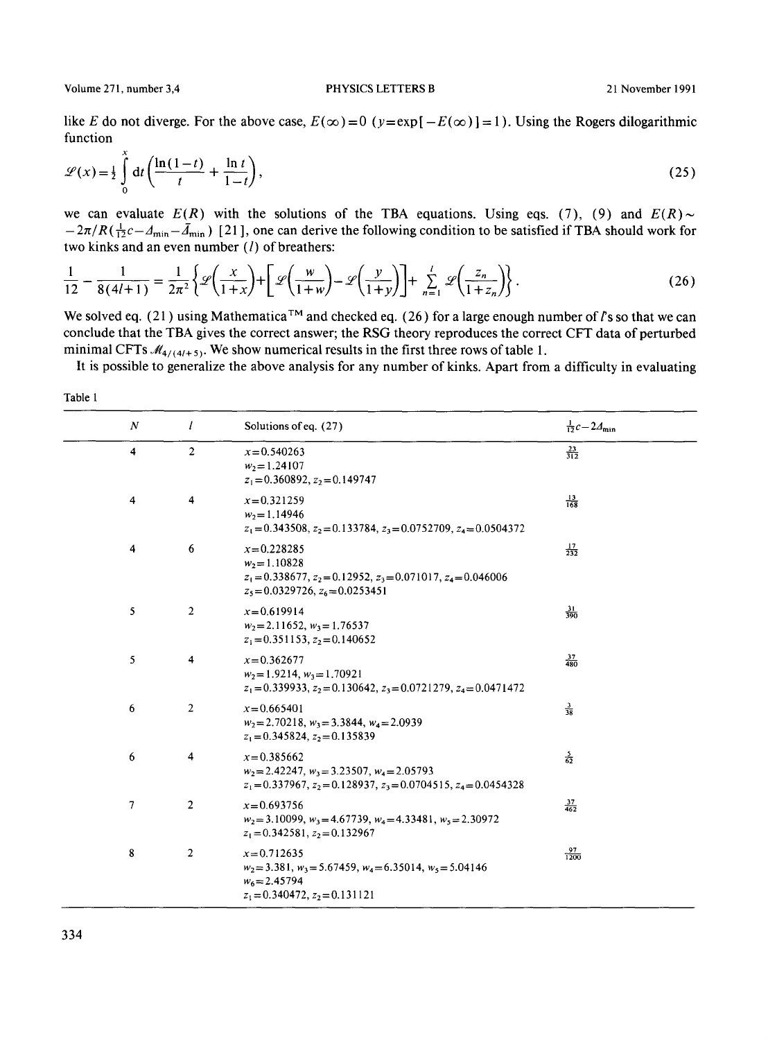like $E$ do not diverge. For the above case, $E(\infty)=0$ ($y=\exp[-E(\infty)]=1$). Using the Rogers dilogarithmic function

$$\mathscr{L}(x)=\frac{1}{2}\int_0^x dt\left(\frac{\ln(1-t)}{t}+\frac{\ln t}{1-t}\right), \tag{25}$$

we can evaluate $E(R)$ with the solutions of the TBA equations. Using eqs. (7), (9) and $E(R)\sim -2\pi/R(\frac{1}{12}c-\Delta_{\min}-\bar{\Delta}_{\min})$ [21], one can derive the following condition to be satisfied if TBA should work for two kinks and an even number ($l$) of breathers:

$$\frac{1}{12}-\frac{1}{8(4l+1)}=\frac{1}{2\pi^2}\left\{\mathscr{L}\left(\frac{x}{1+x}\right)+\left[\mathscr{L}\left(\frac{w}{1+w}\right)-\mathscr{L}\left(\frac{y}{1+y}\right)\right]+\sum_{n=1}^{l}\mathscr{L}\left(\frac{z_n}{1+z_n}\right)\right\}. \tag{26}$$

We solved eq. (21) using Mathematica™ and checked eq. (26) for a large enough number of $l$'s so that we can conclude that the TBA gives the correct answer; the RSG theory reproduces the correct CFT data of perturbed minimal CFTs $\mathscr{M}_{4/(4l+5)}$. We show numerical results in the first three rows of table 1.

It is possible to generalize the above analysis for any number of kinks. Apart from a difficulty in evaluating

Table 1

| $N$ | $l$ | Solutions of eq. (27) | $\frac{1}{12}c-2\Delta_{\min}$ |
|---|---|---|---|
| 4 | 2 | $x=0.540263$<br>$w_2=1.24107$<br>$z_1=0.360892$, $z_2=0.149747$ | $\frac{23}{312}$ |
| 4 | 4 | $x=0.321259$<br>$w_2=1.14946$<br>$z_1=0.343508$, $z_2=0.133784$, $z_3=0.0752709$, $z_4=0.0504372$ | $\frac{13}{168}$ |
| 4 | 6 | $x=0.228285$<br>$w_2=1.10828$<br>$z_1=0.338677$, $z_2=0.12952$, $z_3=0.071017$, $z_4=0.046006$<br>$z_5=0.0329726$, $z_6=0.0253451$ | $\frac{17}{232}$ |
| 5 | 2 | $x=0.619914$<br>$w_2=2.11652$, $w_3=1.76537$<br>$z_1=0.351153$, $z_2=0.140652$ | $\frac{31}{390}$ |
| 5 | 4 | $x=0.362677$<br>$w_2=1.9214$, $w_3=1.70921$<br>$z_1=0.339933$, $z_2=0.130642$, $z_3=0.0721279$, $z_4=0.0471472$ | $\frac{37}{480}$ |
| 6 | 2 | $x=0.665401$<br>$w_2=2.70218$, $w_3=3.3844$, $w_4=2.0939$<br>$z_1=0.345824$, $z_2=0.135839$ | $\frac{3}{38}$ |
| 6 | 4 | $x=0.385662$<br>$w_2=2.42247$, $w_3=3.23507$, $w_4=2.05793$<br>$z_1=0.337967$, $z_2=0.128937$, $z_3=0.0704515$, $z_4=0.0454328$ | $\frac{5}{62}$ |
| 7 | 2 | $x=0.693756$<br>$w_2=3.10099$, $w_3=4.67739$, $w_4=4.33481$, $w_5=2.30972$<br>$z_1=0.342581$, $z_2=0.132967$ | $\frac{37}{462}$ |
| 8 | 2 | $x=0.712635$<br>$w_2=3.381$, $w_3=5.67459$, $w_4=6.35014$, $w_5=5.04146$<br>$w_6=2.45794$<br>$z_1=0.340472$, $z_2=0.131121$ | $\frac{97}{1200}$ |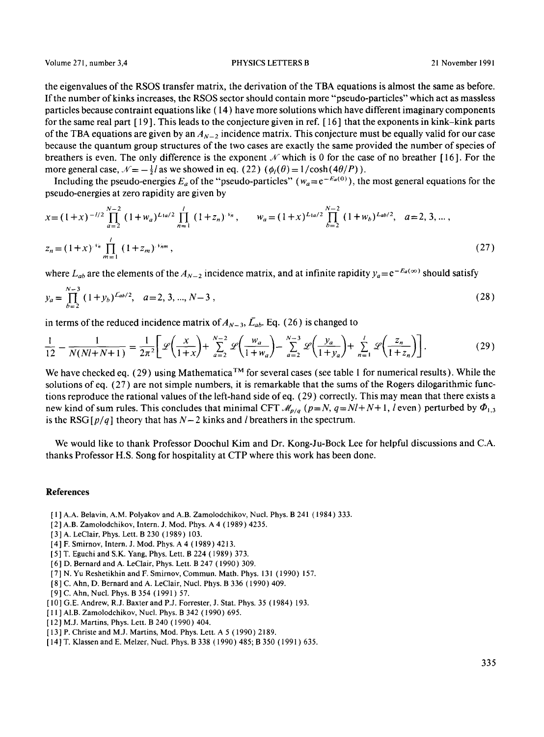the eigenvalues of the RSOS transfer matrix, the derivation of the TBA equations is almost the same as before. If the number of kinks increases, the RSOS sector should contain more "pseudo-particles" which act as massless particles because contraint equations like (14) have more solutions which have different imaginary components for the same real part [19]. This leads to the conjecture given in ref. [16] that the exponents in kink–kink parts of the TBA equations are given by an $A_{N-2}$ incidence matrix. This conjecture must be equally valid for our case because the quantum group structures of the two cases are exactly the same provided the number of species of breathers is even. The only difference is the exponent $\mathcal{N}$ which is 0 for the case of no breather [16]. For the more general case, $\mathcal{N}=-\frac{1}{2}l$ as we showed in eq. (22) ($\phi_l(\theta)=1/\cosh(4\theta/P)$).

Including the pseudo-energies $E_a$ of the "pseudo-particles" ($w_a=\mathrm{e}^{-E_a(0)}$), the most general equations for the pseudo-energies at zero rapidity are given by

$$x=(1+x)^{-l/2}\prod_{a=2}^{N-2}(1+w_a)^{L_{1a}/2}\prod_{n=1}^{l}(1+z_n)^{\nu_n}, \qquad w_a=(1+x)^{L_{1a}/2}\prod_{b=2}^{N-2}(1+w_b)^{L_{ab}/2}, \quad a=2,3,\ldots,$$

$$z_n=(1+x)^{\nu_n}\prod_{m=1}^{l}(1+z_m)^{\nu_{nm}}, \tag{27}$$

where $L_{ab}$ are the elements of the $A_{N-2}$ incidence matrix, and at infinite rapidity $y_a=\mathrm{e}^{-E_a(\infty)}$ should satisfy

$$y_a=\prod_{b=2}^{N-3}(1+y_b)^{\bar{L}_{ab}/2}, \quad a=2,3,\ldots,N-3, \tag{28}$$

in terms of the reduced incidence matrix of $A_{N-3}$, $\bar{L}_{ab}$. Eq. (26) is changed to

$$\frac{1}{12}-\frac{1}{N(Nl+N+1)}=\frac{1}{2\pi^2}\left[\mathcal{L}\left(\frac{x}{1+x}\right)+\sum_{a=2}^{N-2}\mathcal{L}\left(\frac{w_a}{1+w_a}\right)-\sum_{a=2}^{N-3}\mathcal{L}\left(\frac{y_a}{1+y_a}\right)+\sum_{n=1}^{l}\mathcal{L}\left(\frac{z_n}{1+z_n}\right)\right]. \tag{29}$$

We have checked eq. (29) using Mathematica™ for several cases (see table 1 for numerical results). While the solutions of eq. (27) are not simple numbers, it is remarkable that the sums of the Rogers dilogarithmic functions reproduce the rational values of the left-hand side of eq. (29) correctly. This may mean that there exists a new kind of sum rules. This concludes that minimal CFT $\mathcal{M}_{p/q}$ ($p=N$, $q=Nl+N+1$, $l$ even) perturbed by $\Phi_{1,3}$ is the RSG$[p/q]$ theory that has $N-2$ kinks and $l$ breathers in the spectrum.

We would like to thank Professor Doochul Kim and Dr. Kong-Ju-Bock Lee for helpful discussions and C.A. thanks Professor H.S. Song for hospitality at CTP where this work has been done.

## References

[1] A.A. Belavin, A.M. Polyakov and A.B. Zamolodchikov, Nucl. Phys. B 241 (1984) 333.

[2] A.B. Zamolodchikov, Intern. J. Mod. Phys. A 4 (1989) 4235.

[3] A. LeClair, Phys. Lett. B 230 (1989) 103.

[4] F. Smirnov, Intern. J. Mod. Phys. A 4 (1989) 4213.

[5] T. Eguchi and S.K. Yang, Phys. Lett. B 224 (1989) 373.

[6] D. Bernard and A. LeClair, Phys. Lett. B 247 (1990) 309.

[7] N. Yu Reshetikhin and F. Smirnov, Commun. Math. Phys. 131 (1990) 157.

[8] C. Ahn, D. Bernard and A. LeClair, Nucl. Phys. B 336 (1990) 409.

[9] C. Ahn, Nucl. Phys. B 354 (1991) 57.

[10] G.E. Andrew, R.J. Baxter and P.J. Forrester, J. Stat. Phys. 35 (1984) 193.

[11] Al.B. Zamolodchikov, Nucl. Phys. B 342 (1990) 695.

[12] M.J. Martins, Phys. Lett. B 240 (1990) 404.

[13] P. Christe and M.J. Martins, Mod. Phys. Lett. A 5 (1990) 2189.

[14] T. Klassen and E. Melzer, Nucl. Phys. B 338 (1990) 485; B 350 (1991) 635.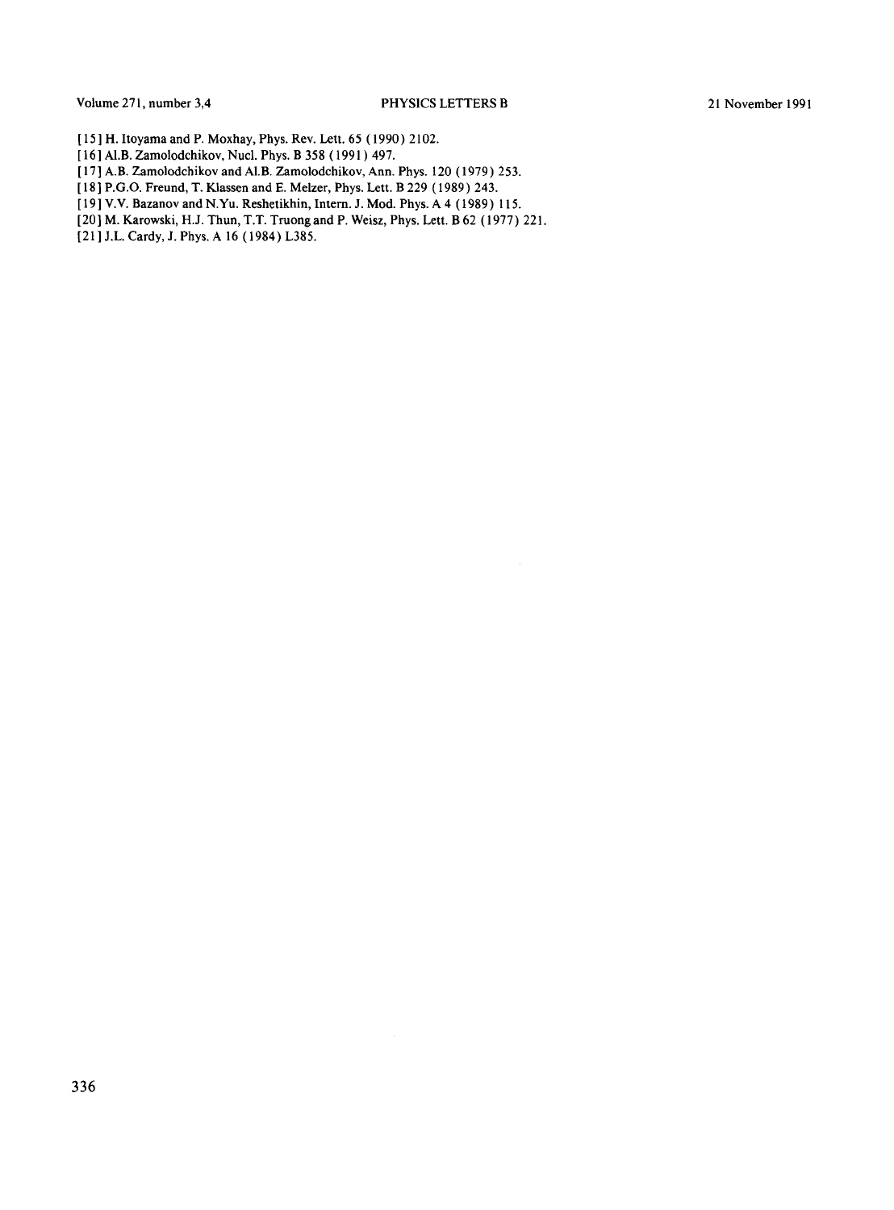[15] H. Itoyama and P. Moxhay, Phys. Rev. Lett. 65 (1990) 2102.
[16] Al.B. Zamolodchikov, Nucl. Phys. B 358 (1991) 497.
[17] A.B. Zamolodchikov and Al.B. Zamolodchikov, Ann. Phys. 120 (1979) 253.
[18] P.G.O. Freund, T. Klassen and E. Melzer, Phys. Lett. B 229 (1989) 243.
[19] V.V. Bazanov and N.Yu. Reshetikhin, Intern. J. Mod. Phys. A 4 (1989) 115.
[20] M. Karowski, H.J. Thun, T.T. Truong and P. Weisz, Phys. Lett. B 62 (1977) 221.
[21] J.L. Cardy, J. Phys. A 16 (1984) L385.